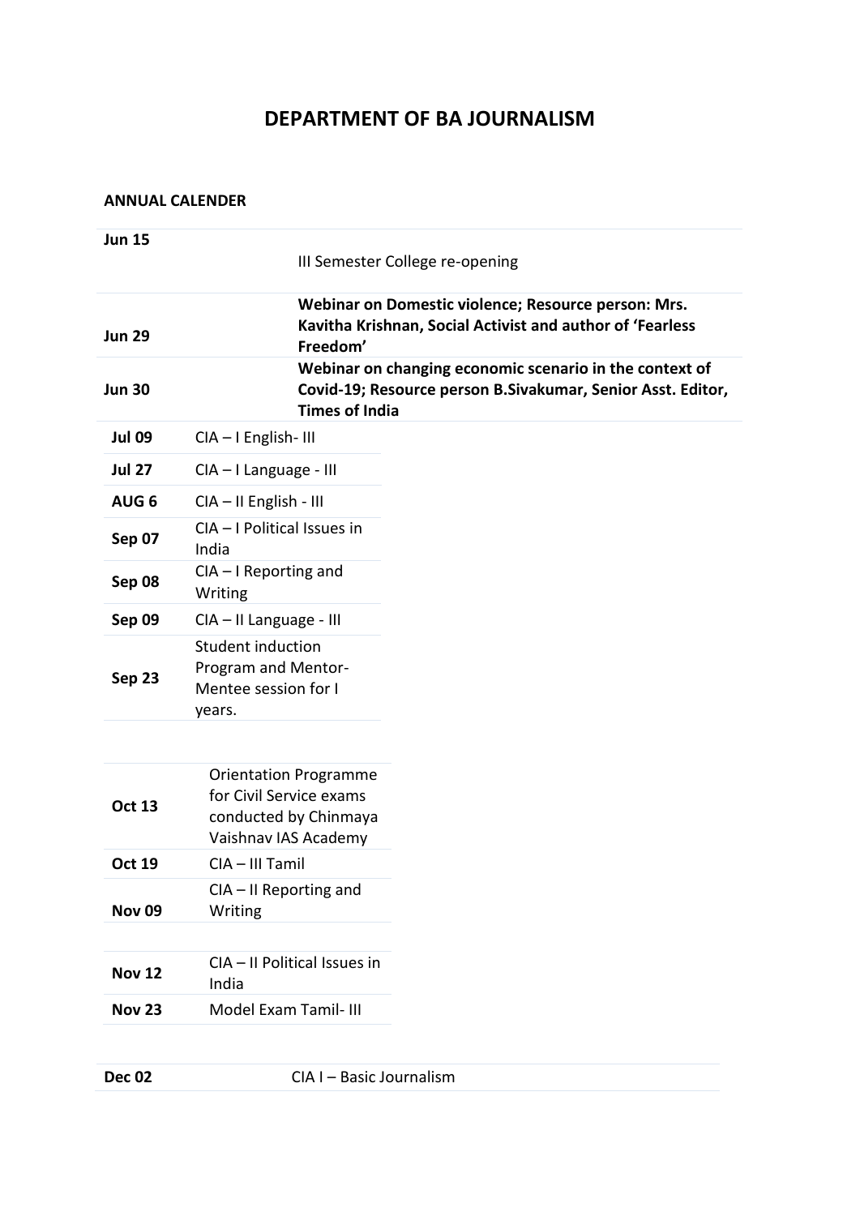# DEPARTMENT OF BA JOURNALISM

**ANNUAL CALENDER**

| | |
|---|---|
| **Jun 15** | III Semester College re-opening |
| **Jun 29** | **Webinar on Domestic violence; Resource person: Mrs. Kavitha Krishnan, Social Activist and author of 'Fearless Freedom'** |
| **Jun 30** | **Webinar on changing economic scenario in the context of Covid-19; Resource person B.Sivakumar, Senior Asst. Editor, Times of India** |
| **Jul 09** | CIA – I English- III |
| **Jul 27** | CIA – I Language - III |
| **AUG 6** | CIA – II English - III |
| **Sep 07** | CIA – I Political Issues in India |
| **Sep 08** | CIA – I Reporting and Writing |
| **Sep 09** | CIA – II Language - III |
| **Sep 23** | Student induction Program and Mentor-Mentee session for I years. |
| **Oct 13** | Orientation Programme for Civil Service exams conducted by Chinmaya Vaishnav IAS Academy |
| **Oct 19** | CIA – III Tamil |
| **Nov 09** | CIA – II Reporting and Writing |
| **Nov 12** | CIA – II Political Issues in India |
| **Nov 23** | Model Exam Tamil- III |
| **Dec 02** | CIA I – Basic Journalism |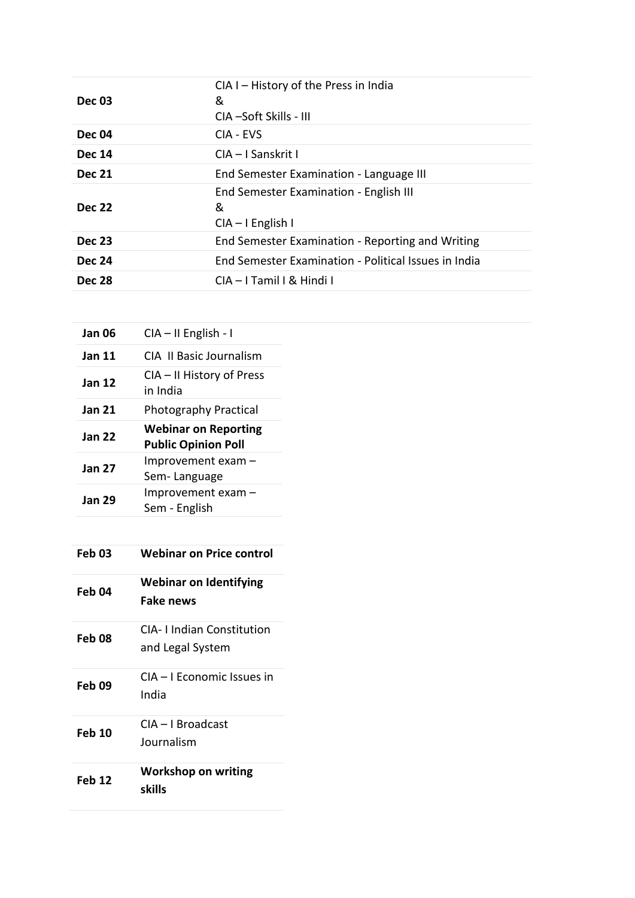| | |
|---|---|
| **Dec 03** | CIA I – History of the Press in India<br>&<br>CIA –Soft Skills - III |
| **Dec 04** | CIA - EVS |
| **Dec 14** | CIA – I Sanskrit I |
| **Dec 21** | End Semester Examination - Language III |
| **Dec 22** | End Semester Examination - English III<br>&<br>CIA – I English I |
| **Dec 23** | End Semester Examination - Reporting and Writing |
| **Dec 24** | End Semester Examination - Political Issues in India |
| **Dec 28** | CIA – I Tamil I & Hindi I |

| | |
|---|---|
| **Jan 06** | CIA – II English - I |
| **Jan 11** | CIA II Basic Journalism |
| **Jan 12** | CIA – II History of Press in India |
| **Jan 21** | Photography Practical |
| **Jan 22** | **Webinar on Reporting Public Opinion Poll** |
| **Jan 27** | Improvement exam – Sem- Language |
| **Jan 29** | Improvement exam – Sem - English |

| | |
|---|---|
| **Feb 03** | **Webinar on Price control** |
| **Feb 04** | **Webinar on Identifying Fake news** |
| **Feb 08** | CIA- I Indian Constitution and Legal System |
| **Feb 09** | CIA – I Economic Issues in India |
| **Feb 10** | CIA – I Broadcast Journalism |
| **Feb 12** | **Workshop on writing skills** |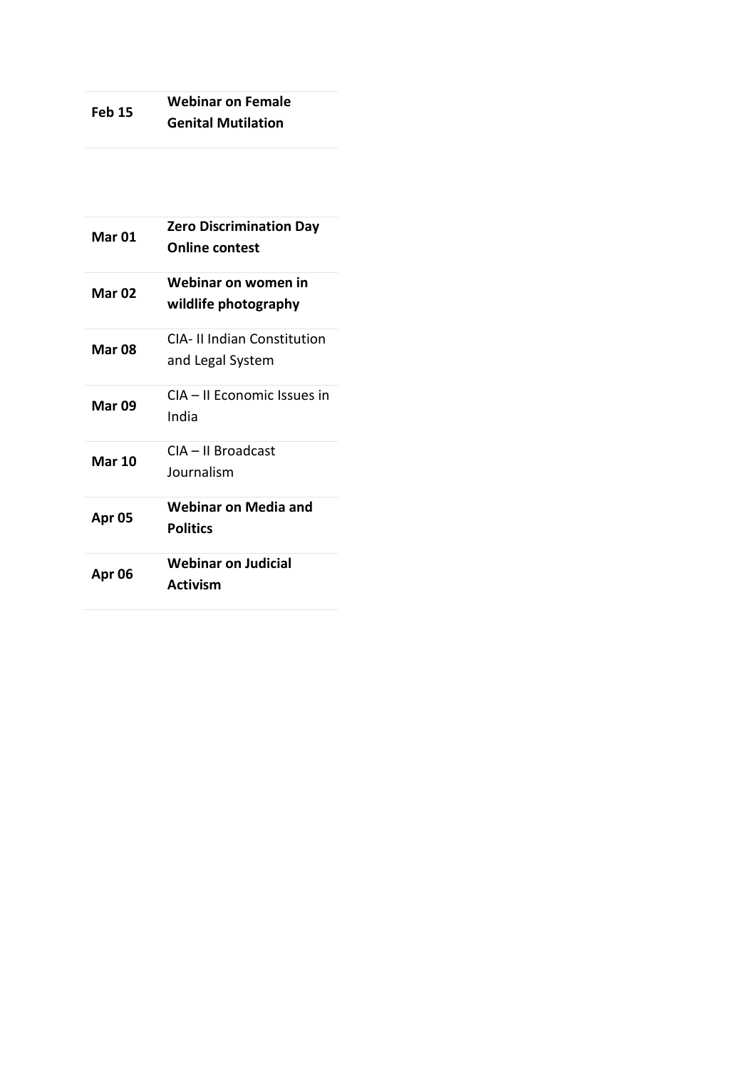| | |
|---|---|
| **Feb 15** | **Webinar on Female Genital Mutilation** |

| | |
|---|---|
| **Mar 01** | **Zero Discrimination Day Online contest** |
| **Mar 02** | **Webinar on women in wildlife photography** |
| **Mar 08** | CIA- II Indian Constitution and Legal System |
| **Mar 09** | CIA – II Economic Issues in India |
| **Mar 10** | CIA – II Broadcast Journalism |
| **Apr 05** | **Webinar on Media and Politics** |
| **Apr 06** | **Webinar on Judicial Activism** |